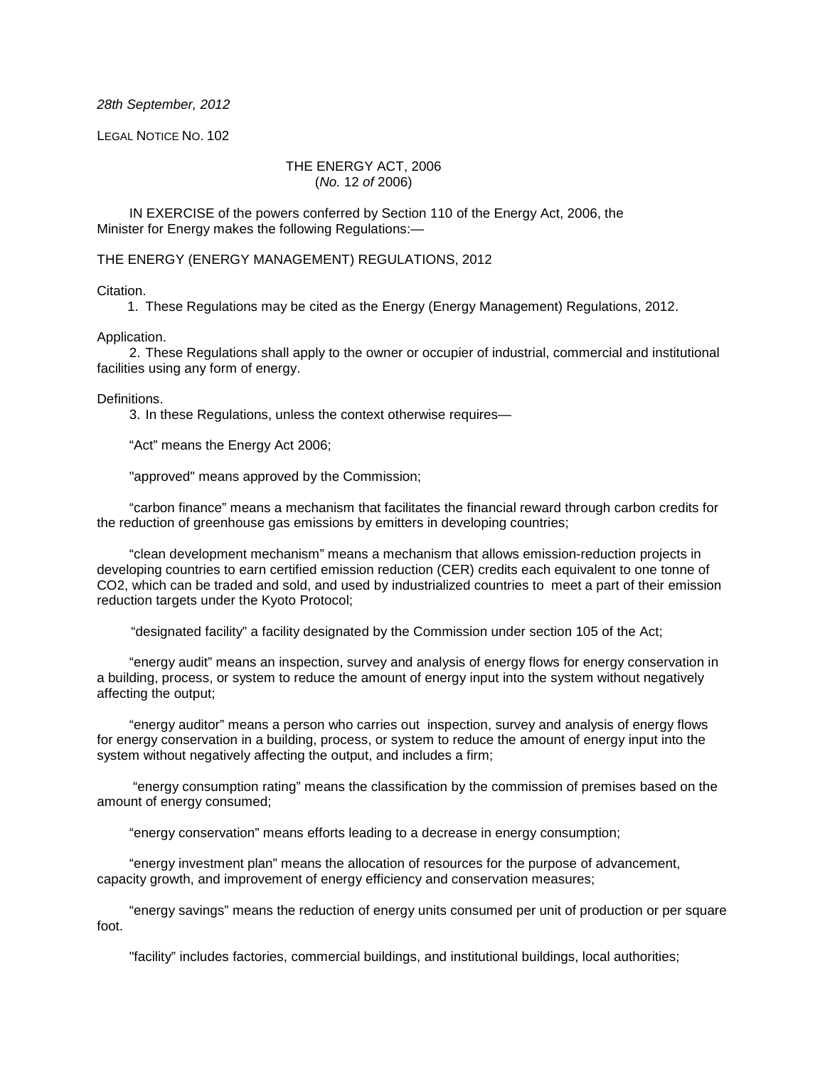*28th September, 2012*

LEGAL NOTICE NO. 102

THE ENERGY ACT, 2006
(*No.* 12 *of* 2006)

IN EXERCISE of the powers conferred by Section 110 of the Energy Act, 2006, the Minister for Energy makes the following Regulations:—

THE ENERGY (ENERGY MANAGEMENT) REGULATIONS, 2012

Citation.

1. These Regulations may be cited as the Energy (Energy Management) Regulations, 2012.

Application.

2. These Regulations shall apply to the owner or occupier of industrial, commercial and institutional facilities using any form of energy.

Definitions.

3. In these Regulations, unless the context otherwise requires—

"Act" means the Energy Act 2006;

"approved" means approved by the Commission;

"carbon finance" means a mechanism that facilitates the financial reward through carbon credits for the reduction of greenhouse gas emissions by emitters in developing countries;

"clean development mechanism" means a mechanism that allows emission-reduction projects in developing countries to earn certified emission reduction (CER) credits each equivalent to one tonne of $CO_2$, which can be traded and sold, and used by industrialized countries to meet a part of their emission reduction targets under the Kyoto Protocol;

"designated facility" a facility designated by the Commission under section 105 of the Act;

"energy audit" means an inspection, survey and analysis of energy flows for energy conservation in a building, process, or system to reduce the amount of energy input into the system without negatively affecting the output;

"energy auditor" means a person who carries out inspection, survey and analysis of energy flows for energy conservation in a building, process, or system to reduce the amount of energy input into the system without negatively affecting the output, and includes a firm;

"energy consumption rating" means the classification by the commission of premises based on the amount of energy consumed;

"energy conservation" means efforts leading to a decrease in energy consumption;

"energy investment plan" means the allocation of resources for the purpose of advancement, capacity growth, and improvement of energy efficiency and conservation measures;

"energy savings" means the reduction of energy units consumed per unit of production or per square foot.

"facility" includes factories, commercial buildings, and institutional buildings, local authorities;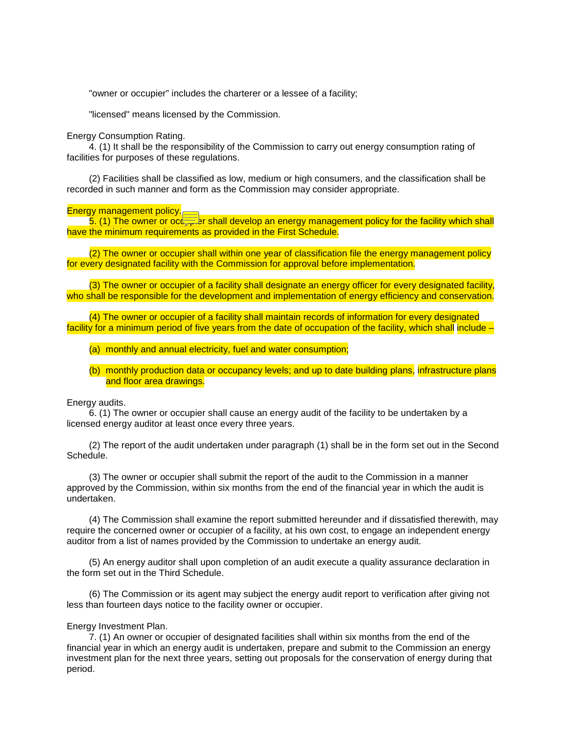"owner or occupier” includes the charterer or a lessee of a facility;

"licensed" means licensed by the Commission.

Energy Consumption Rating.

4. (1) It shall be the responsibility of the Commission to carry out energy consumption rating of facilities for purposes of these regulations.

(2) Facilities shall be classified as low, medium or high consumers, and the classification shall be recorded in such manner and form as the Commission may consider appropriate.

Energy management policy.

5. (1) The owner or occupier shall develop an energy management policy for the facility which shall have the minimum requirements as provided in the First Schedule.

(2) The owner or occupier shall within one year of classification file the energy management policy for every designated facility with the Commission for approval before implementation.

(3) The owner or occupier of a facility shall designate an energy officer for every designated facility, who shall be responsible for the development and implementation of energy efficiency and conservation.

(4) The owner or occupier of a facility shall maintain records of information for every designated facility for a minimum period of five years from the date of occupation of the facility, which shall include –

(a) monthly and annual electricity, fuel and water consumption;

(b) monthly production data or occupancy levels; and up to date building plans, infrastructure plans and floor area drawings.

Energy audits.

6. (1) The owner or occupier shall cause an energy audit of the facility to be undertaken by a licensed energy auditor at least once every three years.

(2) The report of the audit undertaken under paragraph (1) shall be in the form set out in the Second Schedule.

(3) The owner or occupier shall submit the report of the audit to the Commission in a manner approved by the Commission, within six months from the end of the financial year in which the audit is undertaken.

(4) The Commission shall examine the report submitted hereunder and if dissatisfied therewith, may require the concerned owner or occupier of a facility, at his own cost, to engage an independent energy auditor from a list of names provided by the Commission to undertake an energy audit.

(5) An energy auditor shall upon completion of an audit execute a quality assurance declaration in the form set out in the Third Schedule.

(6) The Commission or its agent may subject the energy audit report to verification after giving not less than fourteen days notice to the facility owner or occupier.

Energy Investment Plan.

7. (1) An owner or occupier of designated facilities shall within six months from the end of the financial year in which an energy audit is undertaken, prepare and submit to the Commission an energy investment plan for the next three years, setting out proposals for the conservation of energy during that period.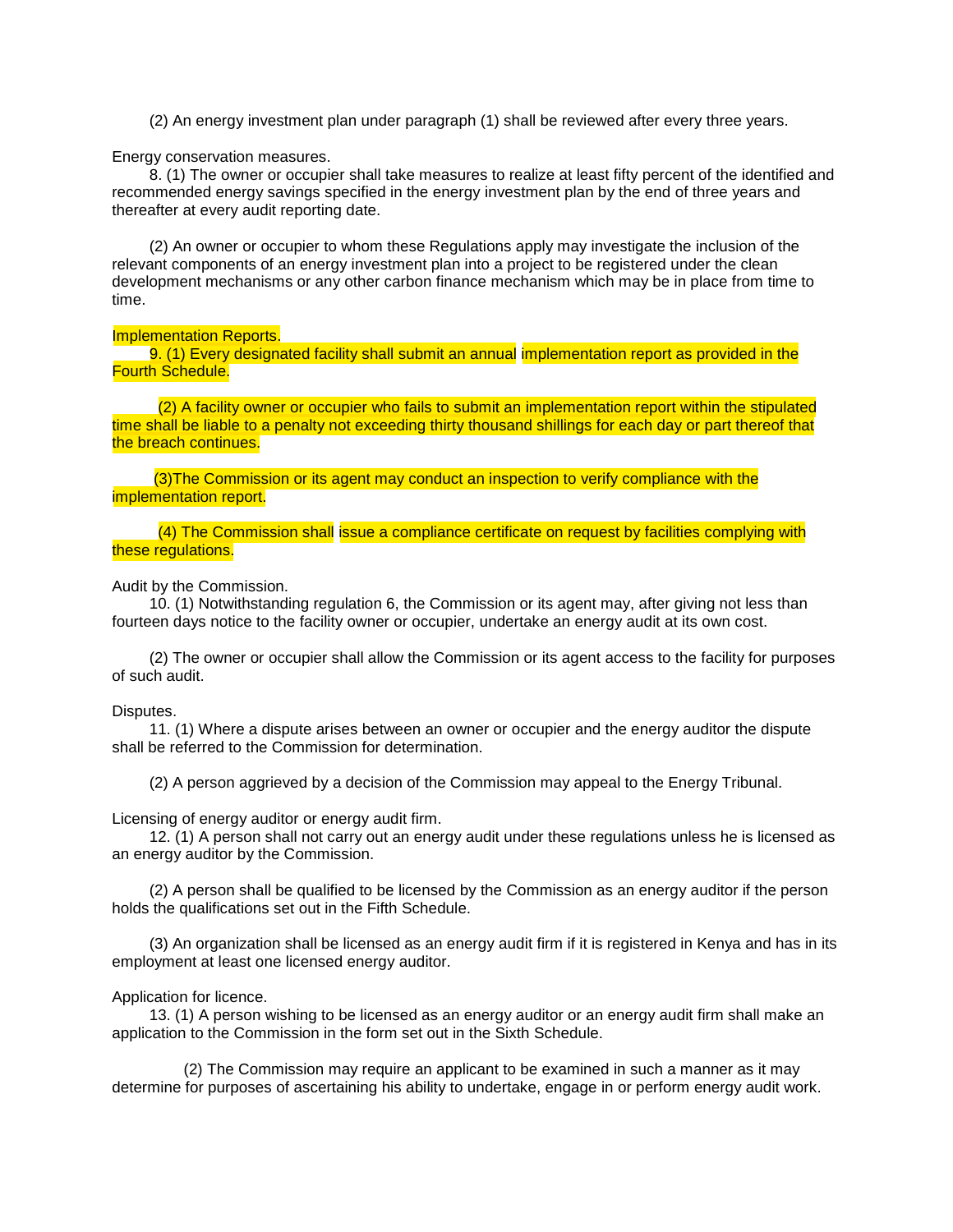(2) An energy investment plan under paragraph (1) shall be reviewed after every three years.

Energy conservation measures.

8. (1) The owner or occupier shall take measures to realize at least fifty percent of the identified and recommended energy savings specified in the energy investment plan by the end of three years and thereafter at every audit reporting date.

(2) An owner or occupier to whom these Regulations apply may investigate the inclusion of the relevant components of an energy investment plan into a project to be registered under the clean development mechanisms or any other carbon finance mechanism which may be in place from time to time.

Implementation Reports.

9. (1) Every designated facility shall submit an annual implementation report as provided in the Fourth Schedule.

(2) A facility owner or occupier who fails to submit an implementation report within the stipulated time shall be liable to a penalty not exceeding thirty thousand shillings for each day or part thereof that the breach continues.

(3)The Commission or its agent may conduct an inspection to verify compliance with the implementation report.

(4) The Commission shall issue a compliance certificate on request by facilities complying with these regulations.

Audit by the Commission.

10. (1) Notwithstanding regulation 6, the Commission or its agent may, after giving not less than fourteen days notice to the facility owner or occupier, undertake an energy audit at its own cost.

(2) The owner or occupier shall allow the Commission or its agent access to the facility for purposes of such audit.

Disputes.

11. (1) Where a dispute arises between an owner or occupier and the energy auditor the dispute shall be referred to the Commission for determination.

(2) A person aggrieved by a decision of the Commission may appeal to the Energy Tribunal.

Licensing of energy auditor or energy audit firm.

12. (1) A person shall not carry out an energy audit under these regulations unless he is licensed as an energy auditor by the Commission.

(2) A person shall be qualified to be licensed by the Commission as an energy auditor if the person holds the qualifications set out in the Fifth Schedule.

(3) An organization shall be licensed as an energy audit firm if it is registered in Kenya and has in its employment at least one licensed energy auditor.

Application for licence.

13. (1) A person wishing to be licensed as an energy auditor or an energy audit firm shall make an application to the Commission in the form set out in the Sixth Schedule.

(2) The Commission may require an applicant to be examined in such a manner as it may determine for purposes of ascertaining his ability to undertake, engage in or perform energy audit work.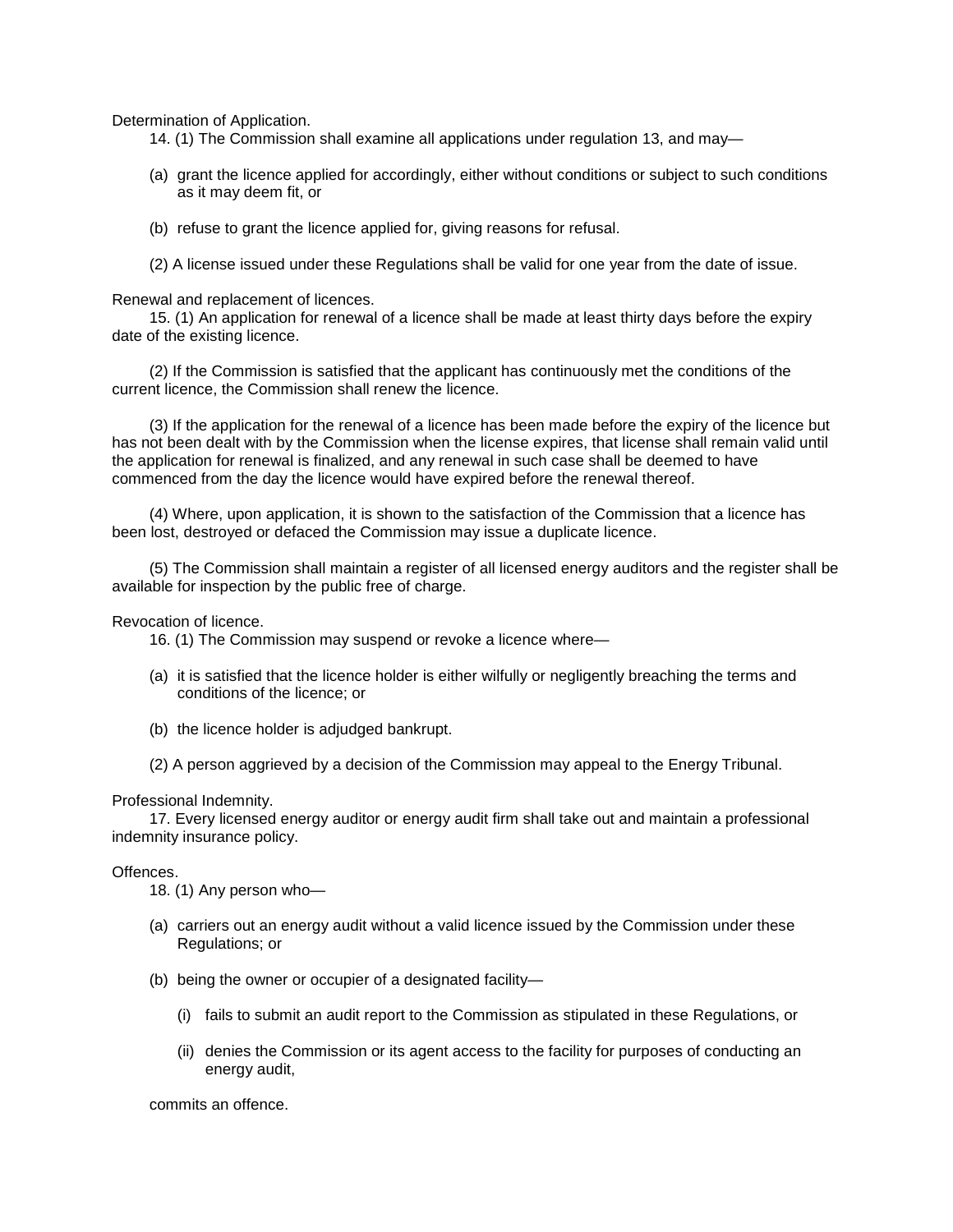Determination of Application.

14. (1) The Commission shall examine all applications under regulation 13, and may—

(a) grant the licence applied for accordingly, either without conditions or subject to such conditions as it may deem fit, or

(b) refuse to grant the licence applied for, giving reasons for refusal.

(2) A license issued under these Regulations shall be valid for one year from the date of issue.

Renewal and replacement of licences.

15. (1) An application for renewal of a licence shall be made at least thirty days before the expiry date of the existing licence.

(2) If the Commission is satisfied that the applicant has continuously met the conditions of the current licence, the Commission shall renew the licence.

(3) If the application for the renewal of a licence has been made before the expiry of the licence but has not been dealt with by the Commission when the license expires, that license shall remain valid until the application for renewal is finalized, and any renewal in such case shall be deemed to have commenced from the day the licence would have expired before the renewal thereof.

(4) Where, upon application, it is shown to the satisfaction of the Commission that a licence has been lost, destroyed or defaced the Commission may issue a duplicate licence.

(5) The Commission shall maintain a register of all licensed energy auditors and the register shall be available for inspection by the public free of charge.

Revocation of licence.

16. (1) The Commission may suspend or revoke a licence where—

(a) it is satisfied that the licence holder is either wilfully or negligently breaching the terms and conditions of the licence; or

(b) the licence holder is adjudged bankrupt.

(2) A person aggrieved by a decision of the Commission may appeal to the Energy Tribunal.

Professional Indemnity.

17. Every licensed energy auditor or energy audit firm shall take out and maintain a professional indemnity insurance policy.

Offences.

18. (1) Any person who—

(a) carriers out an energy audit without a valid licence issued by the Commission under these Regulations; or

(b) being the owner or occupier of a designated facility—

(i) fails to submit an audit report to the Commission as stipulated in these Regulations, or

(ii) denies the Commission or its agent access to the facility for purposes of conducting an energy audit,

commits an offence.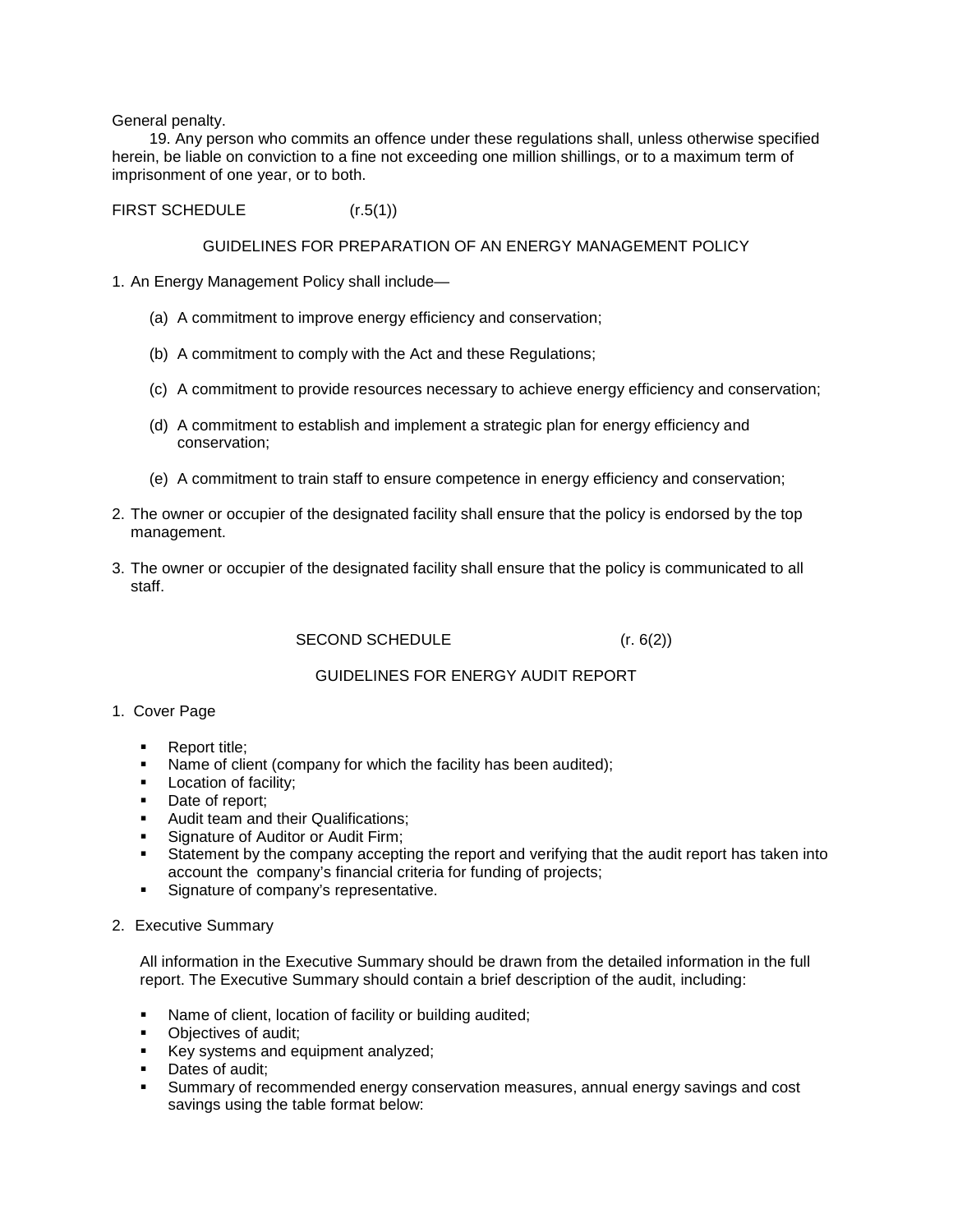General penalty.

19. Any person who commits an offence under these regulations shall, unless otherwise specified herein, be liable on conviction to a fine not exceeding one million shillings, or to a maximum term of imprisonment of one year, or to both.

FIRST SCHEDULE (r.5(1))

## GUIDELINES FOR PREPARATION OF AN ENERGY MANAGEMENT POLICY

1. An Energy Management Policy shall include—

   (a) A commitment to improve energy efficiency and conservation;

   (b) A commitment to comply with the Act and these Regulations;

   (c) A commitment to provide resources necessary to achieve energy efficiency and conservation;

   (d) A commitment to establish and implement a strategic plan for energy efficiency and conservation;

   (e) A commitment to train staff to ensure competence in energy efficiency and conservation;

2. The owner or occupier of the designated facility shall ensure that the policy is endorsed by the top management.

3. The owner or occupier of the designated facility shall ensure that the policy is communicated to all staff.

SECOND SCHEDULE (r. 6(2))

## GUIDELINES FOR ENERGY AUDIT REPORT

1. Cover Page

   - Report title;
   - Name of client (company for which the facility has been audited);
   - Location of facility;
   - Date of report;
   - Audit team and their Qualifications;
   - Signature of Auditor or Audit Firm;
   - Statement by the company accepting the report and verifying that the audit report has taken into account the company's financial criteria for funding of projects;
   - Signature of company's representative.

2. Executive Summary

   All information in the Executive Summary should be drawn from the detailed information in the full report. The Executive Summary should contain a brief description of the audit, including:

   - Name of client, location of facility or building audited;
   - Objectives of audit;
   - Key systems and equipment analyzed;
   - Dates of audit;
   - Summary of recommended energy conservation measures, annual energy savings and cost savings using the table format below: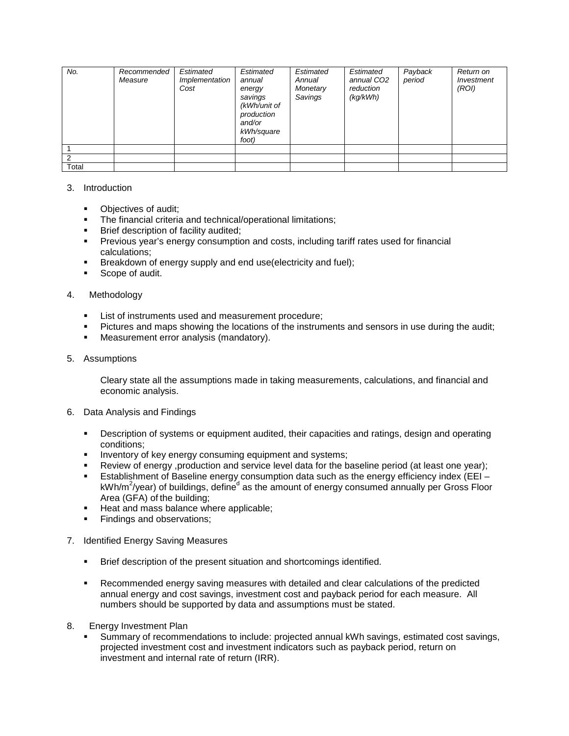| No. | *Recommended Measure* | *Estimated Implementation Cost* | *Estimated annual energy savings (kWh/unit of production and/or kWh/square foot)* | *Estimated Annual Monetary Savings* | *Estimated annual CO2 reduction (kg/kWh)* | *Payback period* | *Return on Investment (ROI)* |
|---|---|---|---|---|---|---|---|
| 1 | | | | | | | |
| 2 | | | | | | | |
| Total | | | | | | | |

3. Introduction

   - Objectives of audit;
   - The financial criteria and technical/operational limitations;
   - Brief description of facility audited;
   - Previous year's energy consumption and costs, including tariff rates used for financial calculations;
   - Breakdown of energy supply and end use(electricity and fuel);
   - Scope of audit.

4. Methodology

   - List of instruments used and measurement procedure;
   - Pictures and maps showing the locations of the instruments and sensors in use during the audit;
   - Measurement error analysis (mandatory).

5. Assumptions

   Cleary state all the assumptions made in taking measurements, calculations, and financial and economic analysis.

6. Data Analysis and Findings

   - Description of systems or equipment audited, their capacities and ratings, design and operating conditions;
   - Inventory of key energy consuming equipment and systems;
   - Review of energy ,production and service level data for the baseline period (at least one year);
   - Establishment of Baseline energy consumption data such as the energy efficiency index (EEI – kWh/$m^2$/year) of buildings, define[d] as the amount of energy consumed annually per Gross Floor Area (GFA) of the building;
   - Heat and mass balance where applicable;
   - Findings and observations;

7. Identified Energy Saving Measures

   - Brief description of the present situation and shortcomings identified.

   - Recommended energy saving measures with detailed and clear calculations of the predicted annual energy and cost savings, investment cost and payback period for each measure. All numbers should be supported by data and assumptions must be stated.

8. Energy Investment Plan
   - Summary of recommendations to include: projected annual kWh savings, estimated cost savings, projected investment cost and investment indicators such as payback period, return on investment and internal rate of return (IRR).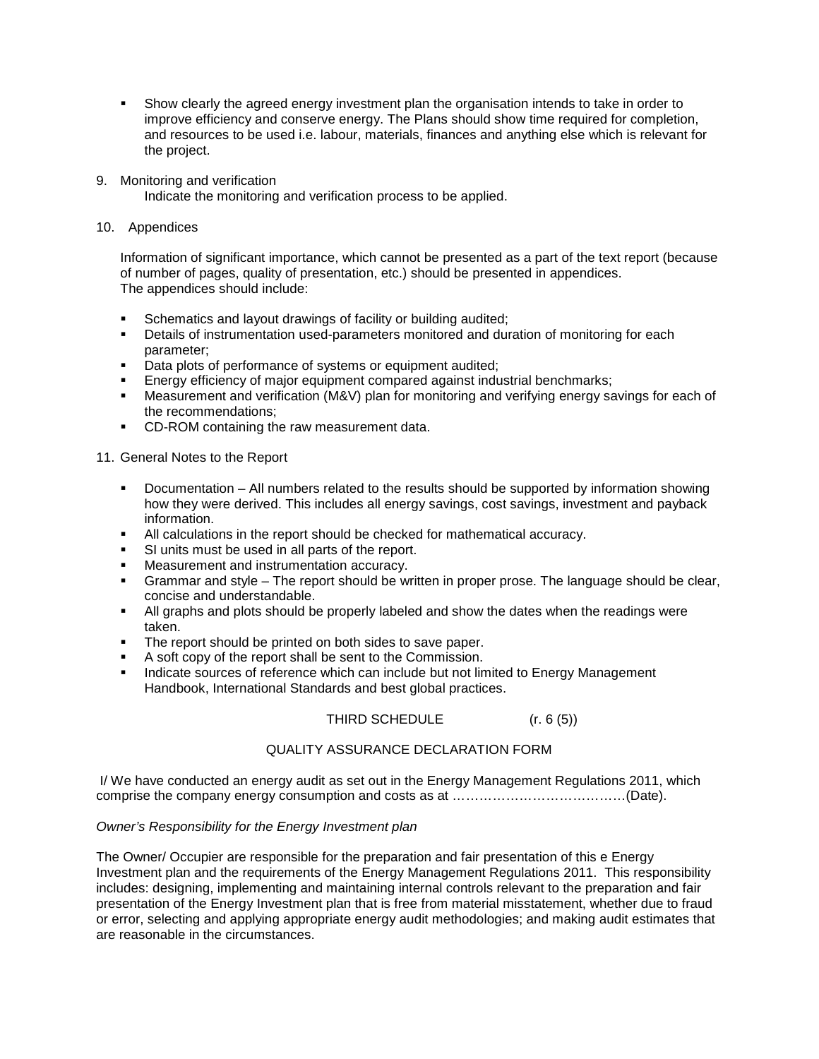- Show clearly the agreed energy investment plan the organisation intends to take in order to improve efficiency and conserve energy. The Plans should show time required for completion, and resources to be used i.e. labour, materials, finances and anything else which is relevant for the project.

9. Monitoring and verification

   Indicate the monitoring and verification process to be applied.

10. Appendices

   Information of significant importance, which cannot be presented as a part of the text report (because of number of pages, quality of presentation, etc.) should be presented in appendices. The appendices should include:

   - Schematics and layout drawings of facility or building audited;
   - Details of instrumentation used-parameters monitored and duration of monitoring for each parameter;
   - Data plots of performance of systems or equipment audited;
   - Energy efficiency of major equipment compared against industrial benchmarks;
   - Measurement and verification (M&V) plan for monitoring and verifying energy savings for each of the recommendations;
   - CD-ROM containing the raw measurement data.

11. General Notes to the Report

   - Documentation – All numbers related to the results should be supported by information showing how they were derived. This includes all energy savings, cost savings, investment and payback information.
   - All calculations in the report should be checked for mathematical accuracy.
   - SI units must be used in all parts of the report.
   - Measurement and instrumentation accuracy.
   - Grammar and style – The report should be written in proper prose. The language should be clear, concise and understandable.
   - All graphs and plots should be properly labeled and show the dates when the readings were taken.
   - The report should be printed on both sides to save paper.
   - A soft copy of the report shall be sent to the Commission.
   - Indicate sources of reference which can include but not limited to Energy Management Handbook, International Standards and best global practices.

## THIRD SCHEDULE (r. 6 (5))

## QUALITY ASSURANCE DECLARATION FORM

I/ We have conducted an energy audit as set out in the Energy Management Regulations 2011, which comprise the company energy consumption and costs as at ………………………………….(Date).

*Owner's Responsibility for the Energy Investment plan*

The Owner/ Occupier are responsible for the preparation and fair presentation of this e Energy Investment plan and the requirements of the Energy Management Regulations 2011. This responsibility includes: designing, implementing and maintaining internal controls relevant to the preparation and fair presentation of the Energy Investment plan that is free from material misstatement, whether due to fraud or error, selecting and applying appropriate energy audit methodologies; and making audit estimates that are reasonable in the circumstances.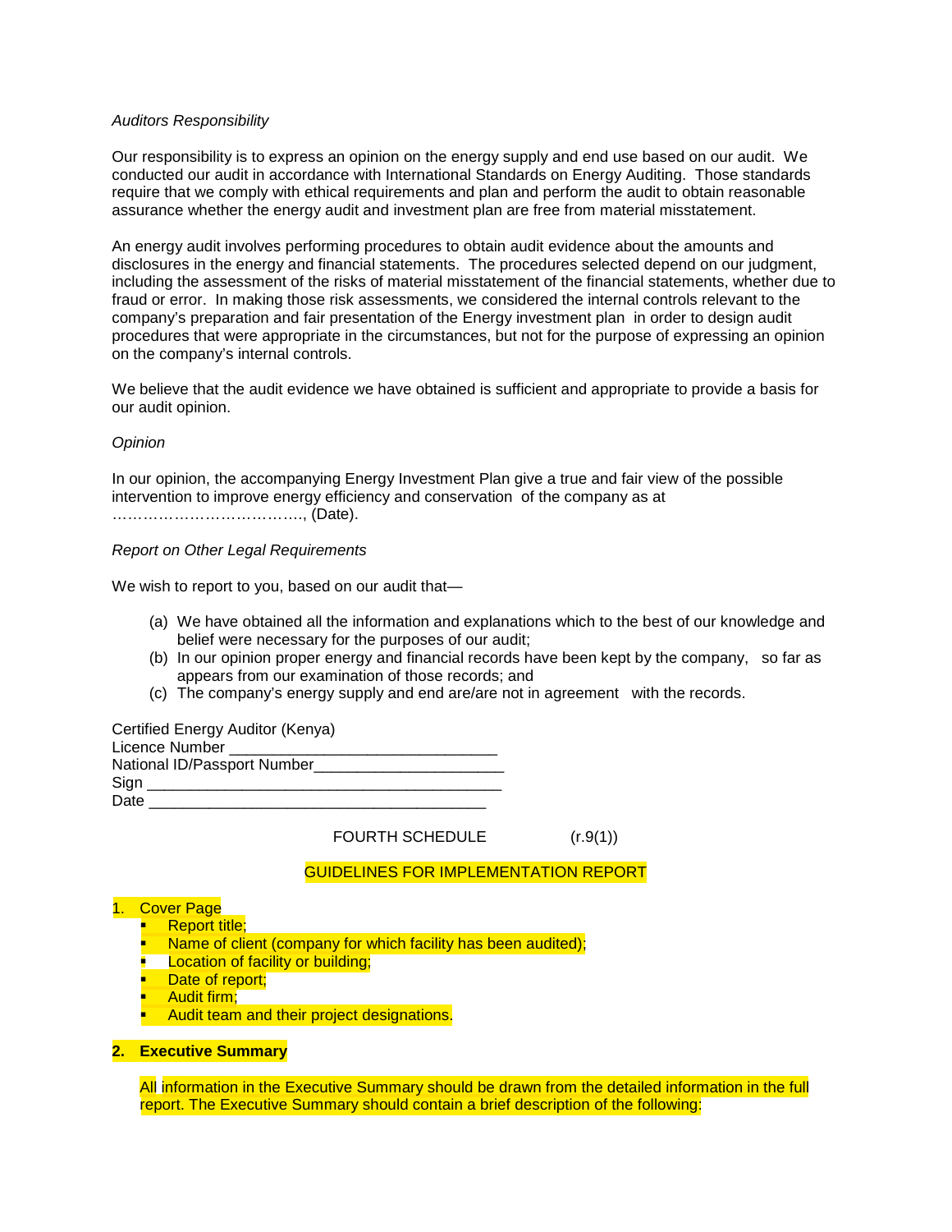*Auditors Responsibility*

Our responsibility is to express an opinion on the energy supply and end use based on our audit. We conducted our audit in accordance with International Standards on Energy Auditing. Those standards require that we comply with ethical requirements and plan and perform the audit to obtain reasonable assurance whether the energy audit and investment plan are free from material misstatement.

An energy audit involves performing procedures to obtain audit evidence about the amounts and disclosures in the energy and financial statements. The procedures selected depend on our judgment, including the assessment of the risks of material misstatement of the financial statements, whether due to fraud or error. In making those risk assessments, we considered the internal controls relevant to the company's preparation and fair presentation of the Energy investment plan in order to design audit procedures that were appropriate in the circumstances, but not for the purpose of expressing an opinion on the company's internal controls.

We believe that the audit evidence we have obtained is sufficient and appropriate to provide a basis for our audit opinion.

*Opinion*

In our opinion, the accompanying Energy Investment Plan give a true and fair view of the possible intervention to improve energy efficiency and conservation of the company as at ………………………………., (Date).

*Report on Other Legal Requirements*

We wish to report to you, based on our audit that—

(a) We have obtained all the information and explanations which to the best of our knowledge and belief were necessary for the purposes of our audit;
(b) In our opinion proper energy and financial records have been kept by the company, so far as appears from our examination of those records; and
(c) The company's energy supply and end are/are not in agreement with the records.

Certified Energy Auditor (Kenya)
Licence Number ______________________________
National ID/Passport Number_____________________
Sign ________________________________________
Date ________________________________________

FOURTH SCHEDULE (r.9(1))

GUIDELINES FOR IMPLEMENTATION REPORT

1. Cover Page
   - Report title;
   - Name of client (company for which facility has been audited);
   - Location of facility or building;
   - Date of report;
   - Audit firm;
   - Audit team and their project designations.

2. **Executive Summary**

   All information in the Executive Summary should be drawn from the detailed information in the full report. The Executive Summary should contain a brief description of the following: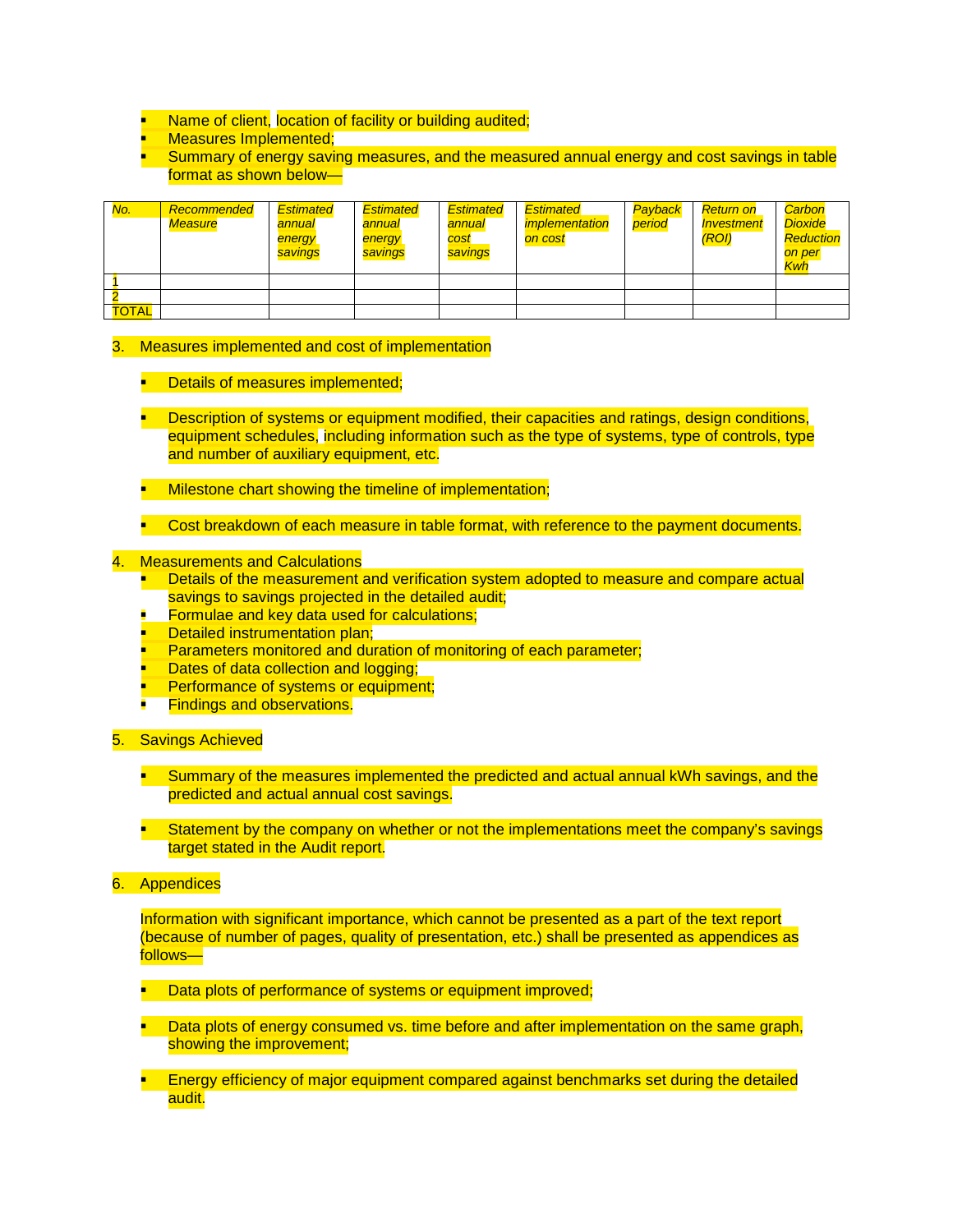- Name of client, location of facility or building audited;
- Measures Implemented;
- Summary of energy saving measures, and the measured annual energy and cost savings in table format as shown below—

| *No.* | *Recommended Measure* | *Estimated annual energy savings* | *Estimated annual energy savings* | *Estimated annual cost savings* | *Estimated implementation on cost* | *Payback period* | *Return on Investment (ROI)* | *Carbon Dioxide Reduction on per Kwh* |
|---|---|---|---|---|---|---|---|---|
| 1 | | | | | | | | |
| 2 | | | | | | | | |
| TOTAL | | | | | | | | |

3. Measures implemented and cost of implementation

   - Details of measures implemented;
   - Description of systems or equipment modified, their capacities and ratings, design conditions, equipment schedules, including information such as the type of systems, type of controls, type and number of auxiliary equipment, etc.
   - Milestone chart showing the timeline of implementation;
   - Cost breakdown of each measure in table format, with reference to the payment documents.

4. Measurements and Calculations
   - Details of the measurement and verification system adopted to measure and compare actual savings to savings projected in the detailed audit;
   - Formulae and key data used for calculations;
   - Detailed instrumentation plan;
   - Parameters monitored and duration of monitoring of each parameter;
   - Dates of data collection and logging;
   - Performance of systems or equipment;
   - Findings and observations.

5. Savings Achieved

   - Summary of the measures implemented the predicted and actual annual kWh savings, and the predicted and actual annual cost savings.
   - Statement by the company on whether or not the implementations meet the company's savings target stated in the Audit report.

6. Appendices

   Information with significant importance, which cannot be presented as a part of the text report (because of number of pages, quality of presentation, etc.) shall be presented as appendices as follows—

   - Data plots of performance of systems or equipment improved;
   - Data plots of energy consumed vs. time before and after implementation on the same graph, showing the improvement;
   - Energy efficiency of major equipment compared against benchmarks set during the detailed audit.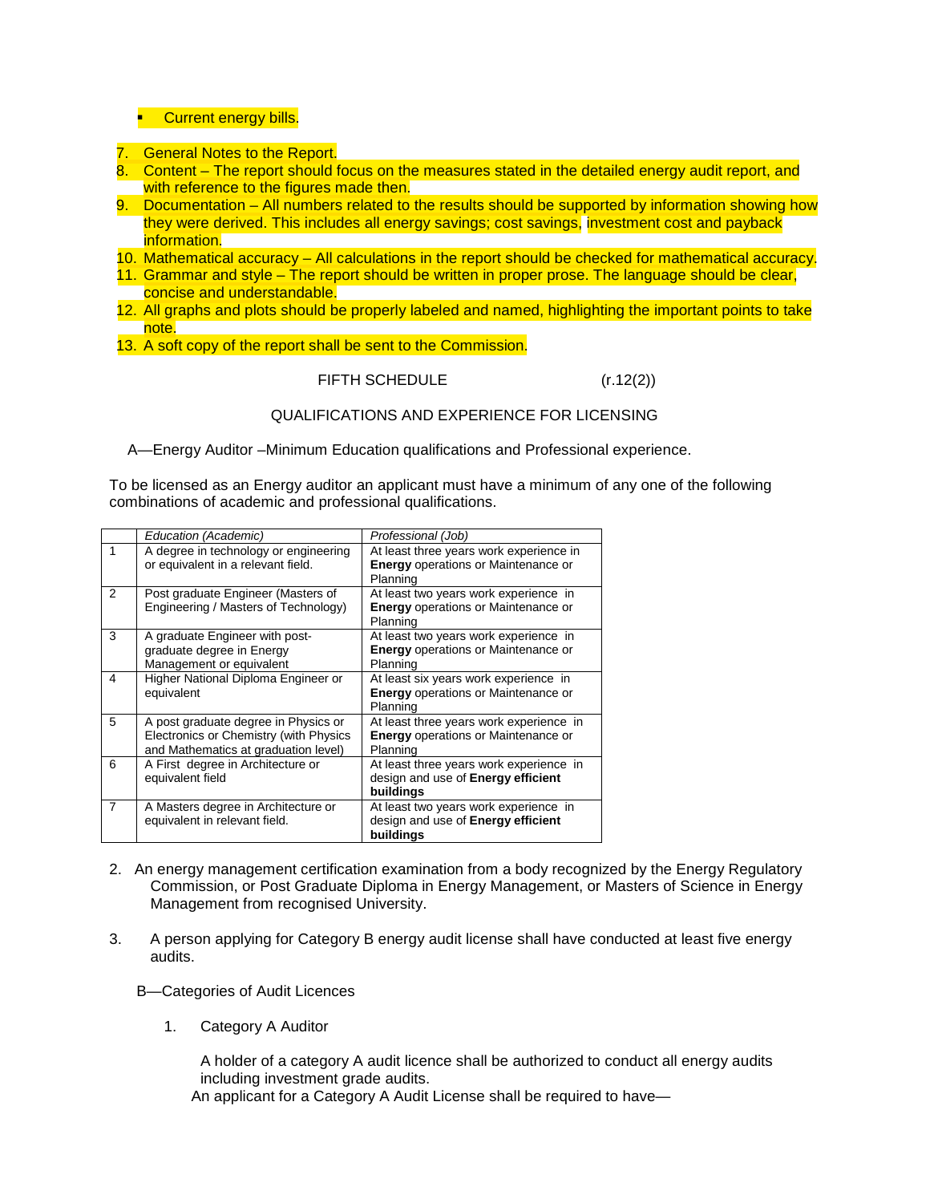- Current energy bills.

7. General Notes to the Report.
8. Content – The report should focus on the measures stated in the detailed energy audit report, and with reference to the figures made then.
9. Documentation – All numbers related to the results should be supported by information showing how they were derived. This includes all energy savings; cost savings, investment cost and payback information.
10. Mathematical accuracy – All calculations in the report should be checked for mathematical accuracy.
11. Grammar and style – The report should be written in proper prose. The language should be clear, concise and understandable.
12. All graphs and plots should be properly labeled and named, highlighting the important points to take note.
13. A soft copy of the report shall be sent to the Commission.

FIFTH SCHEDULE (r.12(2))

QUALIFICATIONS AND EXPERIENCE FOR LICENSING

A—Energy Auditor –Minimum Education qualifications and Professional experience.

To be licensed as an Energy auditor an applicant must have a minimum of any one of the following combinations of academic and professional qualifications.

| | *Education (Academic)* | *Professional (Job)* |
|---|---|---|
| 1 | A degree in technology or engineering or equivalent in a relevant field. | At least three years work experience in **Energy** operations or Maintenance or Planning |
| 2 | Post graduate Engineer (Masters of Engineering / Masters of Technology) | At least two years work experience in **Energy** operations or Maintenance or Planning |
| 3 | A graduate Engineer with post-graduate degree in Energy Management or equivalent | At least two years work experience in **Energy** operations or Maintenance or Planning |
| 4 | Higher National Diploma Engineer or equivalent | At least six years work experience in **Energy** operations or Maintenance or Planning |
| 5 | A post graduate degree in Physics or Electronics or Chemistry (with Physics and Mathematics at graduation level) | At least three years work experience in **Energy** operations or Maintenance or Planning |
| 6 | A First degree in Architecture or equivalent field | At least three years work experience in design and use of **Energy efficient buildings** |
| 7 | A Masters degree in Architecture or equivalent in relevant field. | At least two years work experience in design and use of **Energy efficient buildings** |

2. An energy management certification examination from a body recognized by the Energy Regulatory Commission, or Post Graduate Diploma in Energy Management, or Masters of Science in Energy Management from recognised University.

3. A person applying for Category B energy audit license shall have conducted at least five energy audits.

B—Categories of Audit Licences

1. Category A Auditor

   A holder of a category A audit licence shall be authorized to conduct all energy audits including investment grade audits.

An applicant for a Category A Audit License shall be required to have—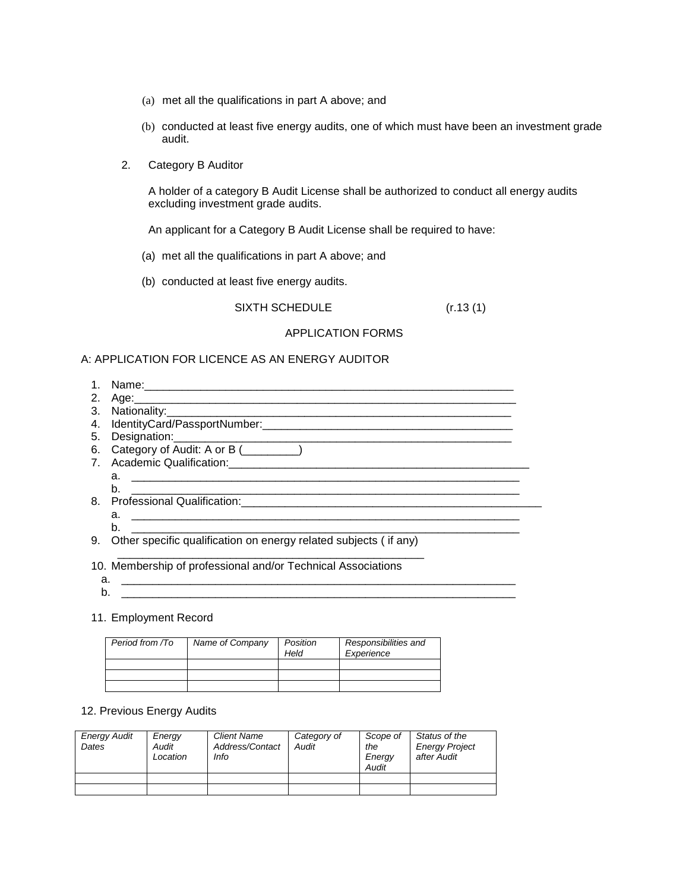(a) met all the qualifications in part A above; and

(b) conducted at least five energy audits, one of which must have been an investment grade audit.

2. Category B Auditor

A holder of a category B Audit License shall be authorized to conduct all energy audits excluding investment grade audits.

An applicant for a Category B Audit License shall be required to have:

(a) met all the qualifications in part A above; and

(b) conducted at least five energy audits.

SIXTH SCHEDULE (r.13 (1)

APPLICATION FORMS

A: APPLICATION FOR LICENCE AS AN ENERGY AUDITOR

1. Name:_____________________________________________________________
2. Age:_______________________________________________________________
3. Nationality:__________________________________________________________
4. IdentityCard/PassportNumber:________________________________________
5. Designation:_________________________________________________________
6. Category of Audit: A or B (_________)
7. Academic Qualification:___________________________________________________
   a. ______________________________________________________________
   b. ______________________________________________________________
8. Professional Qualification:_________________________________________________
   a. ______________________________________________________________
   b. ______________________________________________________________
9. Other specific qualification on energy related subjects ( if any)
   ___________________________________________________
10. Membership of professional and/or Technical Associations
   a. ______________________________________________________________
   b. ______________________________________________________________

11. Employment Record

| *Period from /To* | *Name of Company* | *Position Held* | *Responsibilities and Experience* |
|---|---|---|---|
| | | | |
| | | | |
| | | | |

12. Previous Energy Audits

| *Energy Audit Dates* | *Energy Audit Location* | *Client Name Address/Contact Info* | *Category of Audit* | *Scope of the Energy Audit* | *Status of the Energy Project after Audit* |
|---|---|---|---|---|---|
| | | | | | |
| | | | | | |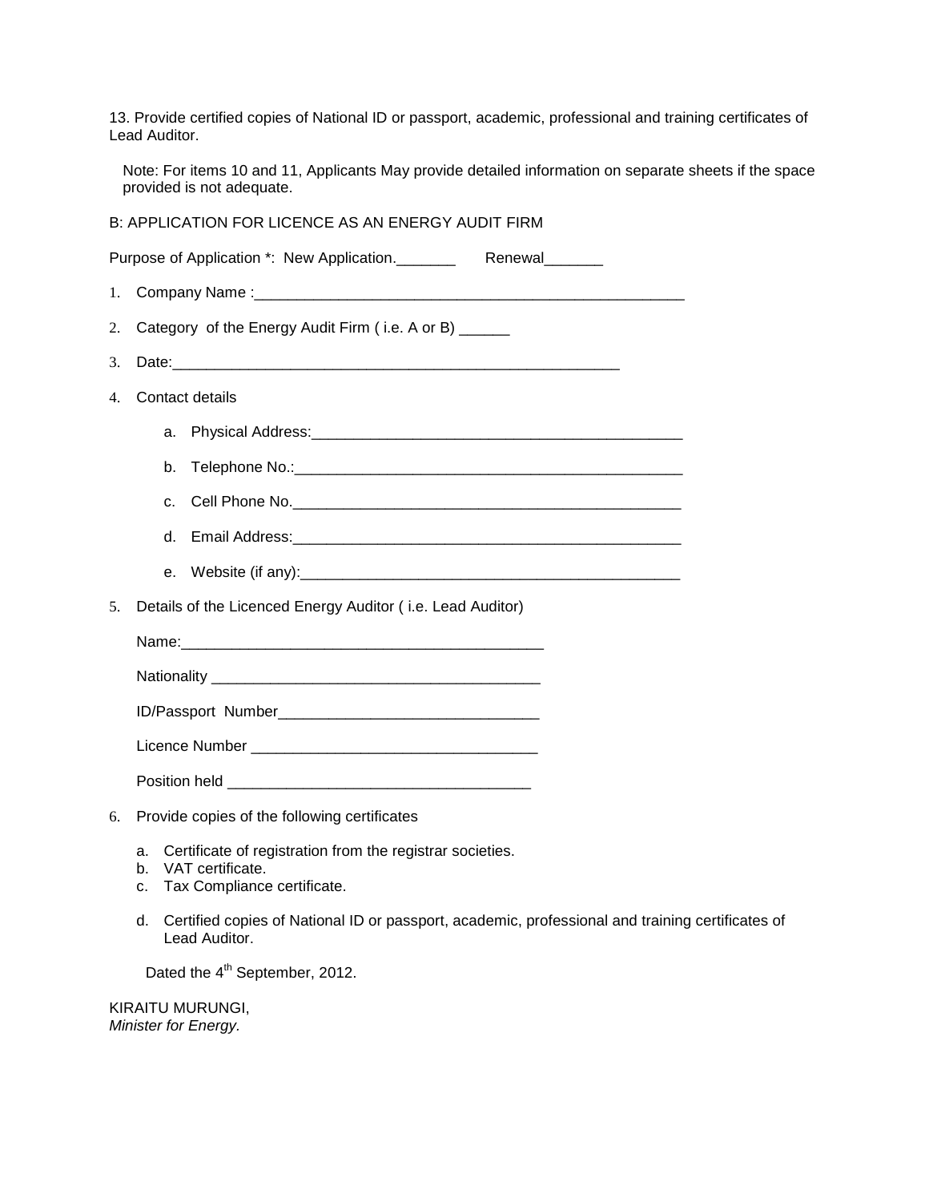13. Provide certified copies of National ID or passport, academic, professional and training certificates of Lead Auditor.

Note: For items 10 and 11, Applicants May provide detailed information on separate sheets if the space provided is not adequate.

B: APPLICATION FOR LICENCE AS AN ENERGY AUDIT FIRM

Purpose of Application *: New Application._______ Renewal_______

1. Company Name :_____________________________________________________

2. Category of the Energy Audit Firm ( i.e. A or B) ______

3. Date:________________________________________________________

4. Contact details

   a. Physical Address:____________________________________________

   b. Telephone No.:______________________________________________

   c. Cell Phone No.______________________________________________

   d. Email Address:______________________________________________

   e. Website (if any):_____________________________________________

5. Details of the Licenced Energy Auditor ( i.e. Lead Auditor)

   Name:___________________________________________

   Nationality _______________________________________

   ID/Passport Number_______________________________

   Licence Number __________________________________

   Position held ____________________________________

6. Provide copies of the following certificates

   a. Certificate of registration from the registrar societies.
   b. VAT certificate.
   c. Tax Compliance certificate.
   d. Certified copies of National ID or passport, academic, professional and training certificates of Lead Auditor.

Dated the 4th September, 2012.

KIRAITU MURUNGI,
*Minister for Energy.*